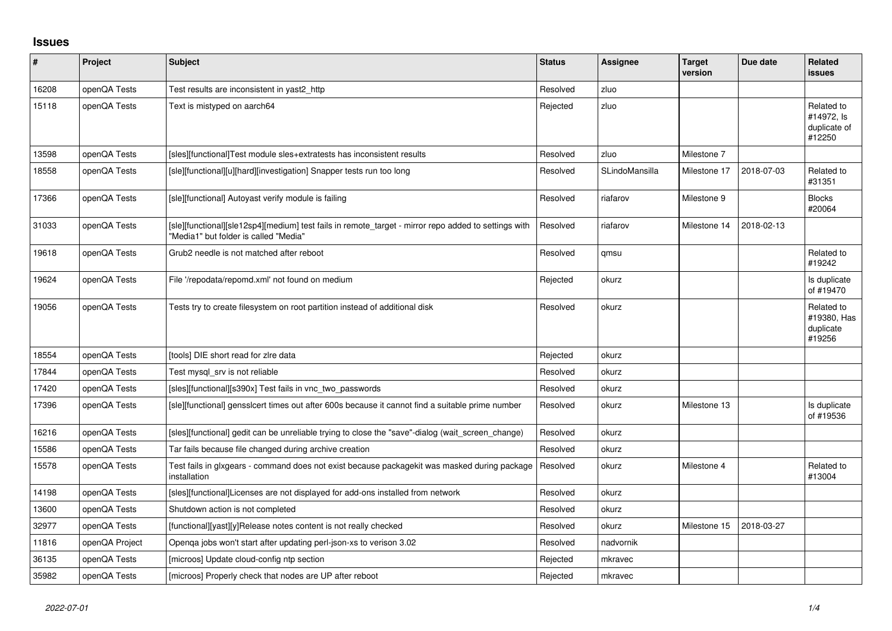## Issues

| # | Project | Subject | Status | Assignee | Target version | Due date | Related issues |
|---|---|---|---|---|---|---|---|
| 16208 | openQA Tests | Test results are inconsistent in yast2_http | Resolved | zluo | | | |
| 15118 | openQA Tests | Text is mistyped on aarch64 | Rejected | zluo | | | Related to #14972, Is duplicate of #12250 |
| 13598 | openQA Tests | [sles][functional]Test module sles+extratests has inconsistent results | Resolved | zluo | Milestone 7 | | |
| 18558 | openQA Tests | [sle][functional][u][hard][investigation] Snapper tests run too long | Resolved | SLindoMansilla | Milestone 17 | 2018-07-03 | Related to #31351 |
| 17366 | openQA Tests | [sle][functional] Autoyast verify module is failing | Resolved | riafarov | Milestone 9 | | Blocks #20064 |
| 31033 | openQA Tests | [sle][functional][sle12sp4][medium] test fails in remote_target - mirror repo added to settings with "Media1" but folder is called "Media" | Resolved | riafarov | Milestone 14 | 2018-02-13 | |
| 19618 | openQA Tests | Grub2 needle is not matched after reboot | Resolved | qmsu | | | Related to #19242 |
| 19624 | openQA Tests | File '/repodata/repomd.xml' not found on medium | Rejected | okurz | | | Is duplicate of #19470 |
| 19056 | openQA Tests | Tests try to create filesystem on root partition instead of additional disk | Resolved | okurz | | | Related to #19380, Has duplicate #19256 |
| 18554 | openQA Tests | [tools] DIE short read for zlre data | Rejected | okurz | | | |
| 17844 | openQA Tests | Test mysql_srv is not reliable | Resolved | okurz | | | |
| 17420 | openQA Tests | [sles][functional][s390x] Test fails in vnc_two_passwords | Resolved | okurz | | | |
| 17396 | openQA Tests | [sle][functional] genssIcert times out after 600s because it cannot find a suitable prime number | Resolved | okurz | Milestone 13 | | Is duplicate of #19536 |
| 16216 | openQA Tests | [sles][functional] gedit can be unreliable trying to close the "save"-dialog (wait_screen_change) | Resolved | okurz | | | |
| 15586 | openQA Tests | Tar fails because file changed during archive creation | Resolved | okurz | | | |
| 15578 | openQA Tests | Test fails in glxgears - command does not exist because packagekit was masked during package installation | Resolved | okurz | Milestone 4 | | Related to #13004 |
| 14198 | openQA Tests | [sles][functional]Licenses are not displayed for add-ons installed from network | Resolved | okurz | | | |
| 13600 | openQA Tests | Shutdown action is not completed | Resolved | okurz | | | |
| 32977 | openQA Tests | [functional][yast][y]Release notes content is not really checked | Resolved | okurz | Milestone 15 | 2018-03-27 | |
| 11816 | openQA Project | Openqa jobs won't start after updating perl-json-xs to verison 3.02 | Resolved | nadvornik | | | |
| 36135 | openQA Tests | [microos] Update cloud-config ntp section | Rejected | mkravec | | | |
| 35982 | openQA Tests | [microos] Properly check that nodes are UP after reboot | Rejected | mkravec | | | |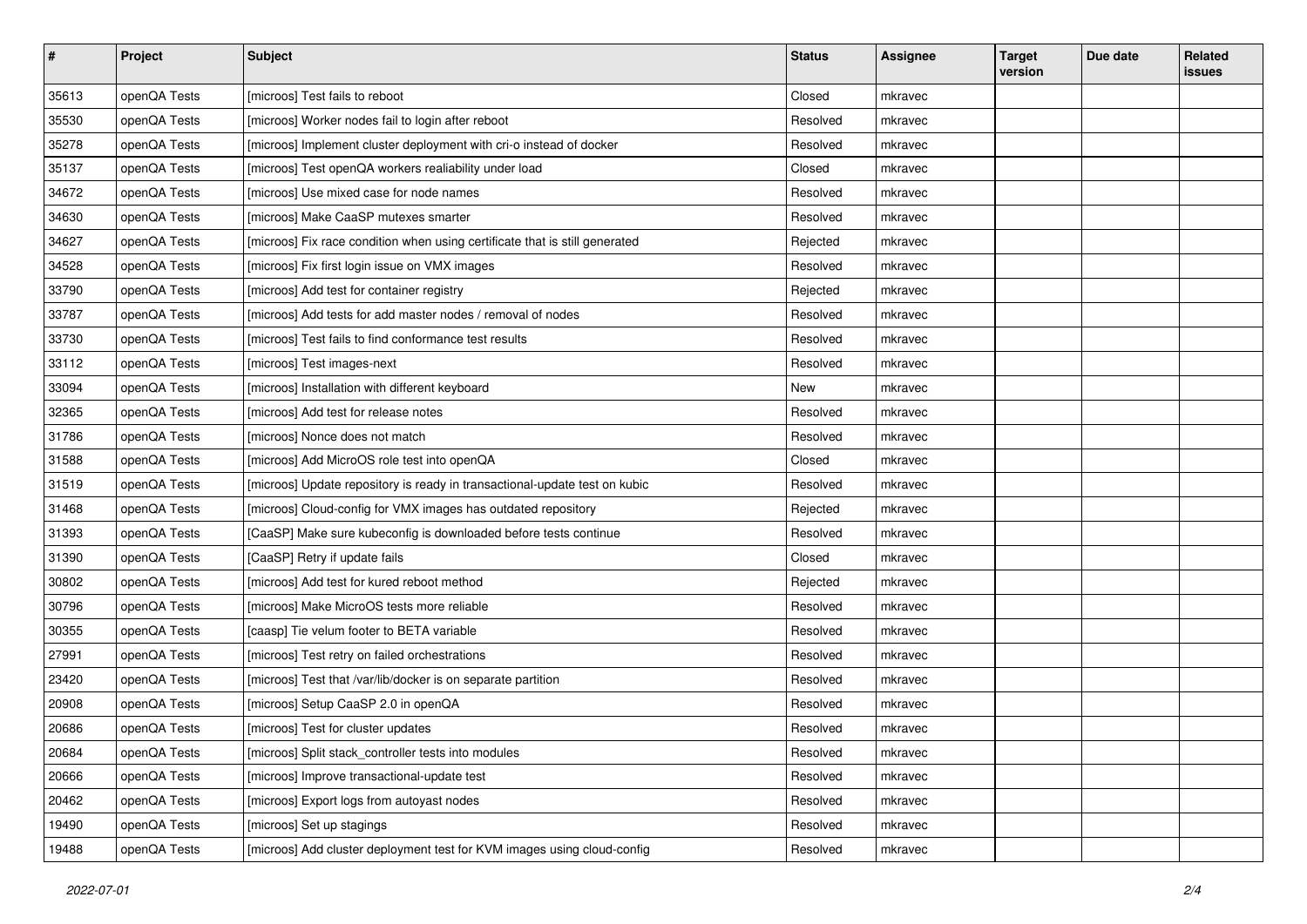| # | Project | Subject | Status | Assignee | Target version | Due date | Related issues |
|---|---|---|---|---|---|---|---|
| 35613 | openQA Tests | [microos] Test fails to reboot | Closed | mkravec | | | |
| 35530 | openQA Tests | [microos] Worker nodes fail to login after reboot | Resolved | mkravec | | | |
| 35278 | openQA Tests | [microos] Implement cluster deployment with cri-o instead of docker | Resolved | mkravec | | | |
| 35137 | openQA Tests | [microos] Test openQA workers realiability under load | Closed | mkravec | | | |
| 34672 | openQA Tests | [microos] Use mixed case for node names | Resolved | mkravec | | | |
| 34630 | openQA Tests | [microos] Make CaaSP mutexes smarter | Resolved | mkravec | | | |
| 34627 | openQA Tests | [microos] Fix race condition when using certificate that is still generated | Rejected | mkravec | | | |
| 34528 | openQA Tests | [microos] Fix first login issue on VMX images | Resolved | mkravec | | | |
| 33790 | openQA Tests | [microos] Add test for container registry | Rejected | mkravec | | | |
| 33787 | openQA Tests | [microos] Add tests for add master nodes / removal of nodes | Resolved | mkravec | | | |
| 33730 | openQA Tests | [microos] Test fails to find conformance test results | Resolved | mkravec | | | |
| 33112 | openQA Tests | [microos] Test images-next | Resolved | mkravec | | | |
| 33094 | openQA Tests | [microos] Installation with different keyboard | New | mkravec | | | |
| 32365 | openQA Tests | [microos] Add test for release notes | Resolved | mkravec | | | |
| 31786 | openQA Tests | [microos] Nonce does not match | Resolved | mkravec | | | |
| 31588 | openQA Tests | [microos] Add MicroOS role test into openQA | Closed | mkravec | | | |
| 31519 | openQA Tests | [microos] Update repository is ready in transactional-update test on kubic | Resolved | mkravec | | | |
| 31468 | openQA Tests | [microos] Cloud-config for VMX images has outdated repository | Rejected | mkravec | | | |
| 31393 | openQA Tests | [CaaSP] Make sure kubeconfig is downloaded before tests continue | Resolved | mkravec | | | |
| 31390 | openQA Tests | [CaaSP] Retry if update fails | Closed | mkravec | | | |
| 30802 | openQA Tests | [microos] Add test for kured reboot method | Rejected | mkravec | | | |
| 30796 | openQA Tests | [microos] Make MicroOS tests more reliable | Resolved | mkravec | | | |
| 30355 | openQA Tests | [caasp] Tie velum footer to BETA variable | Resolved | mkravec | | | |
| 27991 | openQA Tests | [microos] Test retry on failed orchestrations | Resolved | mkravec | | | |
| 23420 | openQA Tests | [microos] Test that /var/lib/docker is on separate partition | Resolved | mkravec | | | |
| 20908 | openQA Tests | [microos] Setup CaaSP 2.0 in openQA | Resolved | mkravec | | | |
| 20686 | openQA Tests | [microos] Test for cluster updates | Resolved | mkravec | | | |
| 20684 | openQA Tests | [microos] Split stack_controller tests into modules | Resolved | mkravec | | | |
| 20666 | openQA Tests | [microos] Improve transactional-update test | Resolved | mkravec | | | |
| 20462 | openQA Tests | [microos] Export logs from autoyast nodes | Resolved | mkravec | | | |
| 19490 | openQA Tests | [microos] Set up stagings | Resolved | mkravec | | | |
| 19488 | openQA Tests | [microos] Add cluster deployment test for KVM images using cloud-config | Resolved | mkravec | | | |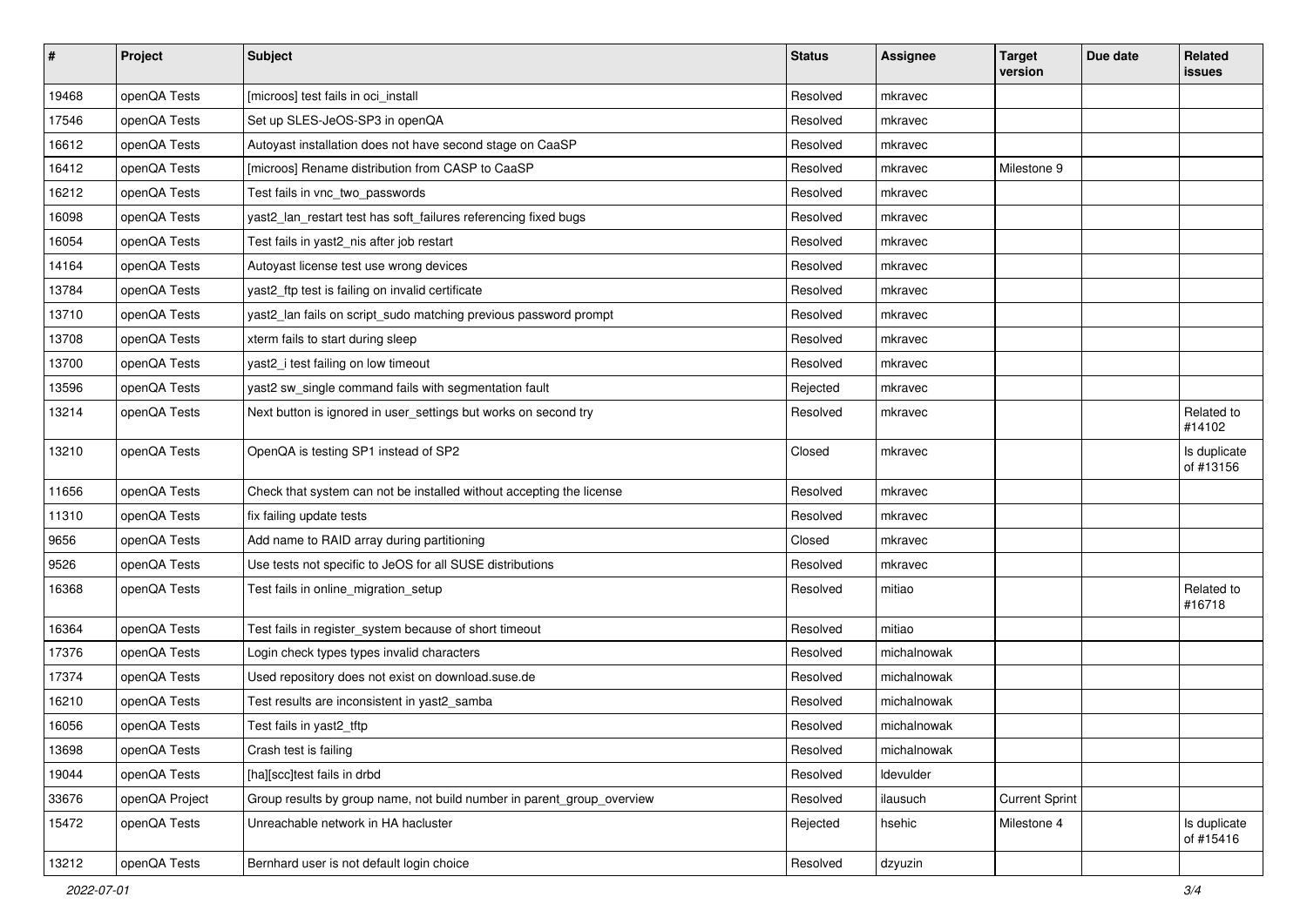| # | Project | Subject | Status | Assignee | Target version | Due date | Related issues |
|---|---|---|---|---|---|---|---|
| 19468 | openQA Tests | [microos] test fails in oci_install | Resolved | mkravec | | | |
| 17546 | openQA Tests | Set up SLES-JeOS-SP3 in openQA | Resolved | mkravec | | | |
| 16612 | openQA Tests | Autoyast installation does not have second stage on CaaSP | Resolved | mkravec | | | |
| 16412 | openQA Tests | [microos] Rename distribution from CASP to CaaSP | Resolved | mkravec | Milestone 9 | | |
| 16212 | openQA Tests | Test fails in vnc_two_passwords | Resolved | mkravec | | | |
| 16098 | openQA Tests | yast2_lan_restart test has soft_failures referencing fixed bugs | Resolved | mkravec | | | |
| 16054 | openQA Tests | Test fails in yast2_nis after job restart | Resolved | mkravec | | | |
| 14164 | openQA Tests | Autoyast license test use wrong devices | Resolved | mkravec | | | |
| 13784 | openQA Tests | yast2_ftp test is failing on invalid certificate | Resolved | mkravec | | | |
| 13710 | openQA Tests | yast2_lan fails on script_sudo matching previous password prompt | Resolved | mkravec | | | |
| 13708 | openQA Tests | xterm fails to start during sleep | Resolved | mkravec | | | |
| 13700 | openQA Tests | yast2_i test failing on low timeout | Resolved | mkravec | | | |
| 13596 | openQA Tests | yast2 sw_single command fails with segmentation fault | Rejected | mkravec | | | |
| 13214 | openQA Tests | Next button is ignored in user_settings but works on second try | Resolved | mkravec | | | Related to #14102 |
| 13210 | openQA Tests | OpenQA is testing SP1 instead of SP2 | Closed | mkravec | | | Is duplicate of #13156 |
| 11656 | openQA Tests | Check that system can not be installed without accepting the license | Resolved | mkravec | | | |
| 11310 | openQA Tests | fix failing update tests | Resolved | mkravec | | | |
| 9656 | openQA Tests | Add name to RAID array during partitioning | Closed | mkravec | | | |
| 9526 | openQA Tests | Use tests not specific to JeOS for all SUSE distributions | Resolved | mkravec | | | |
| 16368 | openQA Tests | Test fails in online_migration_setup | Resolved | mitiao | | | Related to #16718 |
| 16364 | openQA Tests | Test fails in register_system because of short timeout | Resolved | mitiao | | | |
| 17376 | openQA Tests | Login check types types invalid characters | Resolved | michalnowak | | | |
| 17374 | openQA Tests | Used repository does not exist on download.suse.de | Resolved | michalnowak | | | |
| 16210 | openQA Tests | Test results are inconsistent in yast2_samba | Resolved | michalnowak | | | |
| 16056 | openQA Tests | Test fails in yast2_tftp | Resolved | michalnowak | | | |
| 13698 | openQA Tests | Crash test is failing | Resolved | michalnowak | | | |
| 19044 | openQA Tests | [ha][scc]test fails in drbd | Resolved | ldevulder | | | |
| 33676 | openQA Project | Group results by group name, not build number in parent_group_overview | Resolved | ilausuch | Current Sprint | | |
| 15472 | openQA Tests | Unreachable network in HA hacluster | Rejected | hsehic | Milestone 4 | | Is duplicate of #15416 |
| 13212 | openQA Tests | Bernhard user is not default login choice | Resolved | dzyuzin | | | |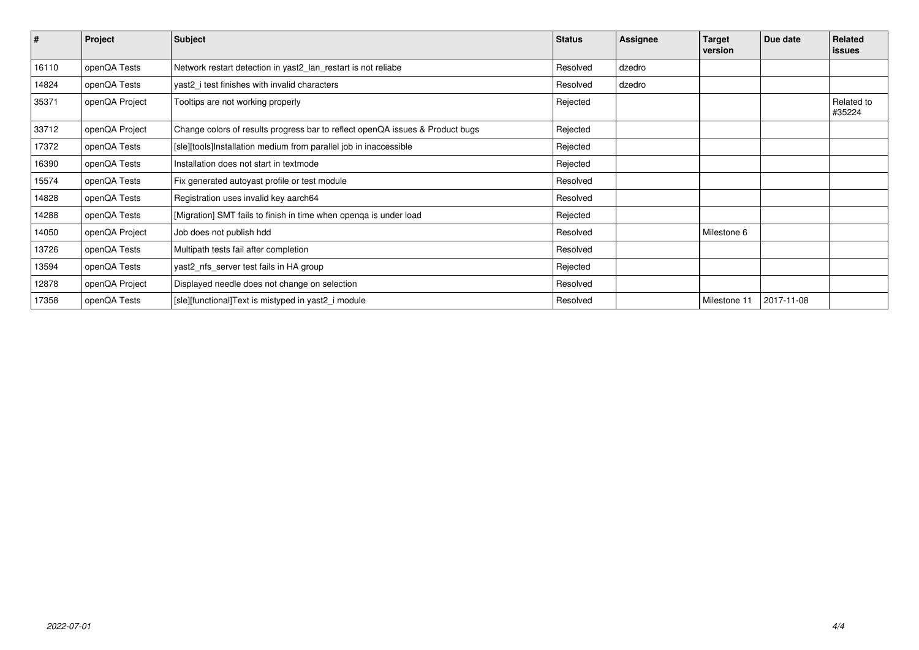| # | Project | Subject | Status | Assignee | Target version | Due date | Related issues |
|---|---|---|---|---|---|---|---|
| 16110 | openQA Tests | Network restart detection in yast2_lan_restart is not reliabe | Resolved | dzedro | | | |
| 14824 | openQA Tests | yast2_i test finishes with invalid characters | Resolved | dzedro | | | |
| 35371 | openQA Project | Tooltips are not working properly | Rejected | | | | Related to #35224 |
| 33712 | openQA Project | Change colors of results progress bar to reflect openQA issues & Product bugs | Rejected | | | | |
| 17372 | openQA Tests | [sle][tools]Installation medium from parallel job in inaccessible | Rejected | | | | |
| 16390 | openQA Tests | Installation does not start in textmode | Rejected | | | | |
| 15574 | openQA Tests | Fix generated autoyast profile or test module | Resolved | | | | |
| 14828 | openQA Tests | Registration uses invalid key aarch64 | Resolved | | | | |
| 14288 | openQA Tests | [Migration] SMT fails to finish in time when openqa is under load | Rejected | | | | |
| 14050 | openQA Project | Job does not publish hdd | Resolved | | Milestone 6 | | |
| 13726 | openQA Tests | Multipath tests fail after completion | Resolved | | | | |
| 13594 | openQA Tests | yast2_nfs_server test fails in HA group | Rejected | | | | |
| 12878 | openQA Project | Displayed needle does not change on selection | Resolved | | | | |
| 17358 | openQA Tests | [sle][functional]Text is mistyped in yast2_i module | Resolved | | Milestone 11 | 2017-11-08 | |

*2022-07-01*